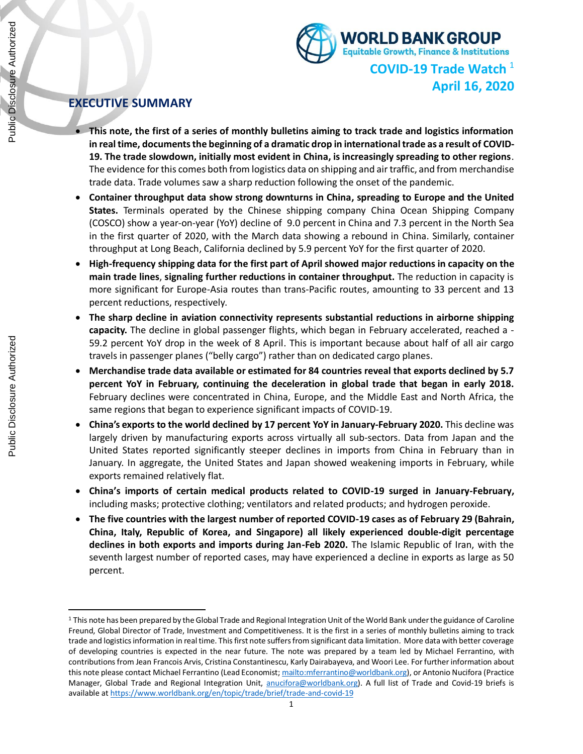**WORLD BANK GROUP**
Equitable Growth, Finance & Institutions

**COVID-19 Trade Watch** [1]
**April 16, 2020**

## EXECUTIVE SUMMARY

- **This note, the first of a series of monthly bulletins aiming to track trade and logistics information in real time, documents the beginning of a dramatic drop in international trade as a result of COVID-19. The trade slowdown, initially most evident in China, is increasingly spreading to other regions**. The evidence for this comes both from logistics data on shipping and air traffic, and from merchandise trade data. Trade volumes saw a sharp reduction following the onset of the pandemic.
- **Container throughput data show strong downturns in China, spreading to Europe and the United States.** Terminals operated by the Chinese shipping company China Ocean Shipping Company (COSCO) show a year-on-year (YoY) decline of 9.0 percent in China and 7.3 percent in the North Sea in the first quarter of 2020, with the March data showing a rebound in China. Similarly, container throughput at Long Beach, California declined by 5.9 percent YoY for the first quarter of 2020.
- **High-frequency shipping data for the first part of April showed major reductions in capacity on the main trade lines**, **signaling further reductions in container throughput.** The reduction in capacity is more significant for Europe-Asia routes than trans-Pacific routes, amounting to 33 percent and 13 percent reductions, respectively.
- **The sharp decline in aviation connectivity represents substantial reductions in airborne shipping capacity.** The decline in global passenger flights, which began in February accelerated, reached a -59.2 percent YoY drop in the week of 8 April. This is important because about half of all air cargo travels in passenger planes ("belly cargo") rather than on dedicated cargo planes.
- **Merchandise trade data available or estimated for 84 countries reveal that exports declined by 5.7 percent YoY in February, continuing the deceleration in global trade that began in early 2018.** February declines were concentrated in China, Europe, and the Middle East and North Africa, the same regions that began to experience significant impacts of COVID-19.
- **China's exports to the world declined by 17 percent YoY in January-February 2020.** This decline was largely driven by manufacturing exports across virtually all sub-sectors. Data from Japan and the United States reported significantly steeper declines in imports from China in February than in January. In aggregate, the United States and Japan showed weakening imports in February, while exports remained relatively flat.
- **China's imports of certain medical products related to COVID-19 surged in January-February,** including masks; protective clothing; ventilators and related products; and hydrogen peroxide.
- **The five countries with the largest number of reported COVID-19 cases as of February 29 (Bahrain, China, Italy, Republic of Korea, and Singapore) all likely experienced double-digit percentage declines in both exports and imports during Jan-Feb 2020.** The Islamic Republic of Iran, with the seventh largest number of reported cases, may have experienced a decline in exports as large as 50 percent.

---

[1] This note has been prepared by the Global Trade and Regional Integration Unit of the World Bank under the guidance of Caroline Freund, Global Director of Trade, Investment and Competitiveness. It is the first in a series of monthly bulletins aiming to track trade and logistics information in real time. This first note suffers from significant data limitation. More data with better coverage of developing countries is expected in the near future. The note was prepared by a team led by Michael Ferrantino, with contributions from Jean Francois Arvis, Cristina Constantinescu, Karly Dairabayeva, and Woori Lee. For further information about this note please contact Michael Ferrantino (Lead Economist; mailto:mferrantino@worldbank.org), or Antonio Nucifora (Practice Manager, Global Trade and Regional Integration Unit, anucifora@worldbank.org). A full list of Trade and Covid-19 briefs is available at https://www.worldbank.org/en/topic/trade/brief/trade-and-covid-19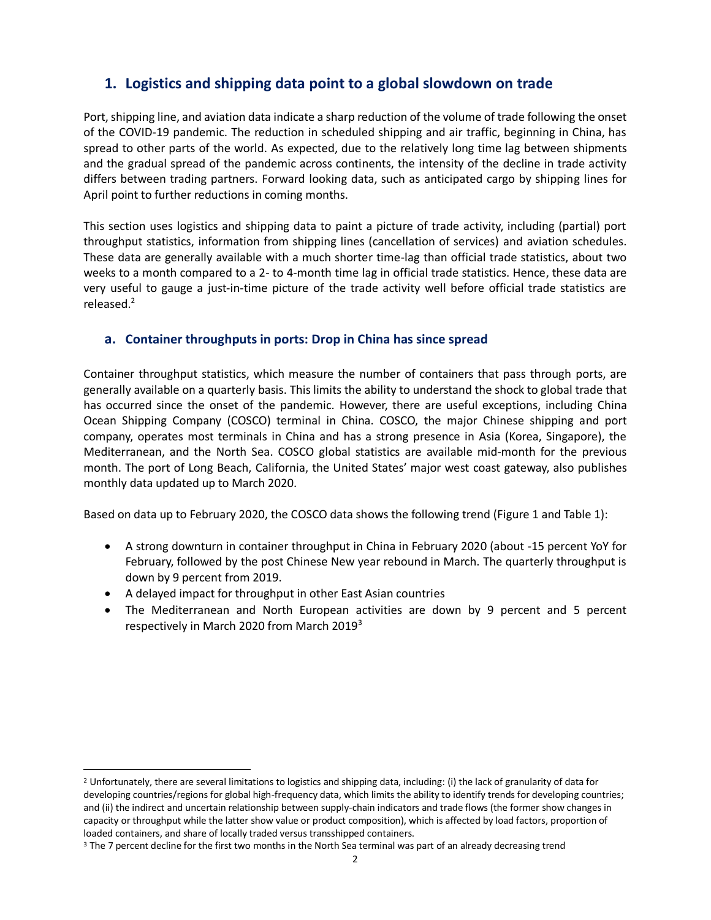## 1. Logistics and shipping data point to a global slowdown on trade

Port, shipping line, and aviation data indicate a sharp reduction of the volume of trade following the onset of the COVID-19 pandemic. The reduction in scheduled shipping and air traffic, beginning in China, has spread to other parts of the world. As expected, due to the relatively long time lag between shipments and the gradual spread of the pandemic across continents, the intensity of the decline in trade activity differs between trading partners. Forward looking data, such as anticipated cargo by shipping lines for April point to further reductions in coming months.

This section uses logistics and shipping data to paint a picture of trade activity, including (partial) port throughput statistics, information from shipping lines (cancellation of services) and aviation schedules. These data are generally available with a much shorter time-lag than official trade statistics, about two weeks to a month compared to a 2- to 4-month time lag in official trade statistics. Hence, these data are very useful to gauge a just-in-time picture of the trade activity well before official trade statistics are released.[2]

### a. Container throughputs in ports: Drop in China has since spread

Container throughput statistics, which measure the number of containers that pass through ports, are generally available on a quarterly basis. This limits the ability to understand the shock to global trade that has occurred since the onset of the pandemic. However, there are useful exceptions, including China Ocean Shipping Company (COSCO) terminal in China. COSCO, the major Chinese shipping and port company, operates most terminals in China and has a strong presence in Asia (Korea, Singapore), the Mediterranean, and the North Sea. COSCO global statistics are available mid-month for the previous month. The port of Long Beach, California, the United States' major west coast gateway, also publishes monthly data updated up to March 2020.

Based on data up to February 2020, the COSCO data shows the following trend (Figure 1 and Table 1):

- A strong downturn in container throughput in China in February 2020 (about -15 percent YoY for February, followed by the post Chinese New year rebound in March. The quarterly throughput is down by 9 percent from 2019.
- A delayed impact for throughput in other East Asian countries
- The Mediterranean and North European activities are down by 9 percent and 5 percent respectively in March 2020 from March 2019[3]

---

[2] Unfortunately, there are several limitations to logistics and shipping data, including: (i) the lack of granularity of data for developing countries/regions for global high-frequency data, which limits the ability to identify trends for developing countries; and (ii) the indirect and uncertain relationship between supply-chain indicators and trade flows (the former show changes in capacity or throughput while the latter show value or product composition), which is affected by load factors, proportion of loaded containers, and share of locally traded versus transshipped containers.

[3] The 7 percent decline for the first two months in the North Sea terminal was part of an already decreasing trend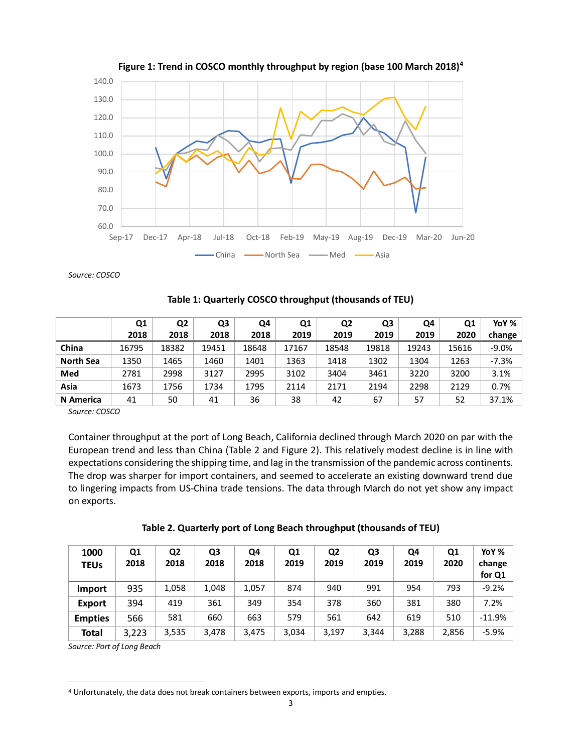**Figure 1: Trend in COSCO monthly throughput by region (base 100 March 2018)[4]**

*Source: COSCO*

**Table 1: Quarterly COSCO throughput (thousands of TEU)**

| | Q1 2018 | Q2 2018 | Q3 2018 | Q4 2018 | Q1 2019 | Q2 2019 | Q3 2019 | Q4 2019 | Q1 2020 | YoY % change |
|---|---|---|---|---|---|---|---|---|---|---|
| **China** | 16795 | 18382 | 19451 | 18648 | 17167 | 18548 | 19818 | 19243 | 15616 | -9.0% |
| **North Sea** | 1350 | 1465 | 1460 | 1401 | 1363 | 1418 | 1302 | 1304 | 1263 | -7.3% |
| **Med** | 2781 | 2998 | 3127 | 2995 | 3102 | 3404 | 3461 | 3220 | 3200 | 3.1% |
| **Asia** | 1673 | 1756 | 1734 | 1795 | 2114 | 2171 | 2194 | 2298 | 2129 | 0.7% |
| **N America** | 41 | 50 | 41 | 36 | 38 | 42 | 67 | 57 | 52 | 37.1% |

*Source: COSCO*

Container throughput at the port of Long Beach, California declined through March 2020 on par with the European trend and less than China (Table 2 and Figure 2). This relatively modest decline is in line with expectations considering the shipping time, and lag in the transmission of the pandemic across continents. The drop was sharper for import containers, and seemed to accelerate an existing downward trend due to lingering impacts from US-China trade tensions. The data through March do not yet show any impact on exports.

**Table 2. Quarterly port of Long Beach throughput (thousands of TEU)**

| 1000 TEUs | Q1 2018 | Q2 2018 | Q3 2018 | Q4 2018 | Q1 2019 | Q2 2019 | Q3 2019 | Q4 2019 | Q1 2020 | YoY % change for Q1 |
|---|---|---|---|---|---|---|---|---|---|---|
| **Import** | 935 | 1,058 | 1,048 | 1,057 | 874 | 940 | 991 | 954 | 793 | -9.2% |
| **Export** | 394 | 419 | 361 | 349 | 354 | 378 | 360 | 381 | 380 | 7.2% |
| **Empties** | 566 | 581 | 660 | 663 | 579 | 561 | 642 | 619 | 510 | -11.9% |
| **Total** | 3,223 | 3,535 | 3,478 | 3,475 | 3,034 | 3,197 | 3,344 | 3,288 | 2,856 | -5.9% |

*Source: Port of Long Beach*

[4] Unfortunately, the data does not break containers between exports, imports and empties.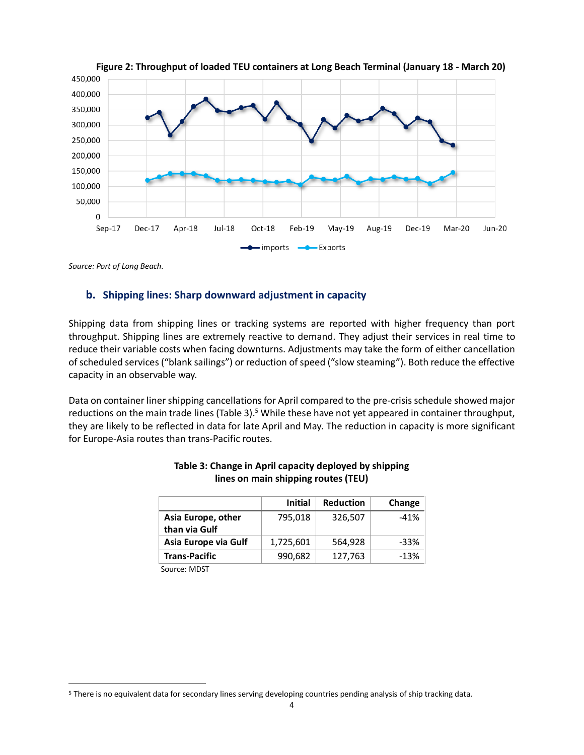**Figure 2: Throughput of loaded TEU containers at Long Beach Terminal (January 18 - March 20)**

*Source: Port of Long Beach.*

## b. Shipping lines: Sharp downward adjustment in capacity

Shipping data from shipping lines or tracking systems are reported with higher frequency than port throughput. Shipping lines are extremely reactive to demand. They adjust their services in real time to reduce their variable costs when facing downturns. Adjustments may take the form of either cancellation of scheduled services ("blank sailings") or reduction of speed ("slow steaming"). Both reduce the effective capacity in an observable way.

Data on container liner shipping cancellations for April compared to the pre-crisis schedule showed major reductions on the main trade lines (Table 3).[5] While these have not yet appeared in container throughput, they are likely to be reflected in data for late April and May. The reduction in capacity is more significant for Europe-Asia routes than trans-Pacific routes.

**Table 3: Change in April capacity deployed by shipping lines on main shipping routes (TEU)**

| | Initial | Reduction | Change |
|---|---|---|---|
| **Asia Europe, other than via Gulf** | 795,018 | 326,507 | -41% |
| **Asia Europe via Gulf** | 1,725,601 | 564,928 | -33% |
| **Trans-Pacific** | 990,682 | 127,763 | -13% |

Source: MDST

[5] There is no equivalent data for secondary lines serving developing countries pending analysis of ship tracking data.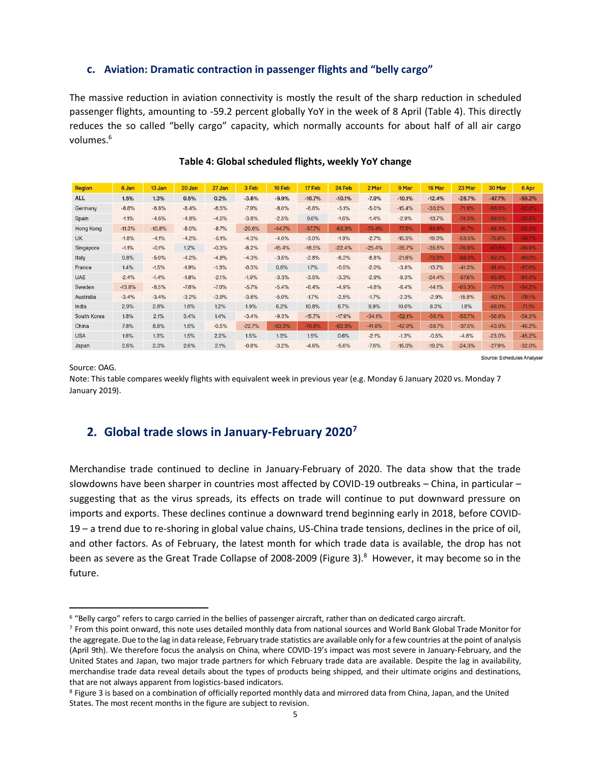### c. Aviation: Dramatic contraction in passenger flights and "belly cargo"

The massive reduction in aviation connectivity is mostly the result of the sharp reduction in scheduled passenger flights, amounting to -59.2 percent globally YoY in the week of 8 April (Table 4). This directly reduces the so called "belly cargo" capacity, which normally accounts for about half of all air cargo volumes.[6]

**Table 4: Global scheduled flights, weekly YoY change**

| Region | 6 Jan | 13 Jan | 20 Jan | 27 Jan | 3 Feb | 10 Feb | 17 Feb | 24 Feb | 2 Mar | 9 Mar | 16 Mar | 23 Mar | 30 Mar | 6 Apr |
|---|---|---|---|---|---|---|---|---|---|---|---|---|---|---|
| ALL | 1.5% | 1.3% | 0.5% | 0.2% | -3.6% | -9.9% | -10.7% | -10.1% | -7.9% | -10.1% | -12.4% | -28.7% | -47.7% | -59.2% |
| Germany | -8.6% | -8.8% | -8.4% | -8.5% | -7.9% | -8.0% | -6.6% | -5.1% | -5.0% | -15.4% | -30.2% | -71.9% | -88.6% | -92.8% |
| Spain | -1.1% | -4.6% | -4.8% | -4.5% | -3.8% | -2.5% | 0.6% | -1.6% | -1.4% | -2.9% | -13.7% | -74.3% | -88.5% | -92.6% |
| Hong Kong | -11.3% | -10.8% | -8.0% | -8.7% | -20.6% | -44.7% | -57.7% | -63.3% | -70.4% | -77.5% | -80.8% | -81.7% | -88.3% | -92.3% |
| UK | -1.8% | -4.1% | -4.2% | -5.1% | -4.3% | -4.0% | -3.0% | -1.9% | -2.7% | -15.5% | -19.3% | -53.5% | -75.6% | -90.7% |
| Singapore | -1.1% | -0.1% | 1.2% | -0.3% | -8.2% | -15.4% | -18.5% | -22.4% | -25.4% | -35.7% | -35.5% | -76.9% | -90.8% | -89.9% |
| Italy | 0.8% | -5.0% | -4.2% | -4.8% | -4.3% | -3.5% | -2.8% | -6.2% | -8.8% | -21.6% | -73.9% | -88.0% | -89.2% | -89.0% |
| France | 1.4% | -1.5% | -1.9% | -1.3% | -0.3% | 0.6% | 1.7% | -0.5% | -2.0% | -3.8% | -13.7% | -41.3% | -81.4% | -87.0% |
| UAE | -2.4% | -1.4% | -1.8% | -2.1% | -1.9% | -3.3% | -3.5% | -3.3% | -2.9% | -8.3% | -24.4% | -57.6% | -85.8% | -84.4% |
| Sweden | -13.8% | -8.5% | -7.8% | -7.0% | -5.7% | -5.4% | -6.4% | -4.9% | -4.8% | -6.4% | -14.1% | -65.3% | -77.1% | -84.2% |
| Australia | -3.4% | -3.4% | -3.2% | -3.9% | -3.6% | -5.0% | -1.7% | -2.5% | -1.7% | -2.3% | -2.9% | -15.9% | -63.1% | -78.1% |
| India | 2.9% | 2.8% | 1.6% | 1.2% | 1.9% | 6.2% | 10.8% | 6.7% | 9.9% | 10.0% | 8.3% | 1.8% | -68.0% | -71.1% |
| South Korea | 1.8% | 2.1% | 3.4% | 1.4% | -3.4% | -9.3% | -15.7% | -17.9% | -34.1% | -52.1% | -56.1% | -55.7% | -56.6% | -59.3% |
| China | 7.8% | 8.8% | 1.6% | -0.5% | -22.7% | -63.3% | -70.8% | -62.3% | -41.6% | -42.9% | -38.7% | -37.5% | -43.9% | -46.2% |
| USA | 1.6% | 1.3% | 1.5% | 2.2% | 1.5% | 1.3% | 1.5% | 0.6% | -2.1% | -1.3% | -0.5% | -4.8% | -23.0% | -45.2% |
| Japan | 2.6% | 2.3% | 2.6% | 2.1% | -0.8% | -3.2% | -4.6% | -5.6% | -7.6% | -15.0% | -19.2% | -24.3% | -27.9% | -32.0% |

Source: Schedules Analyser

Source: OAG.
Note: This table compares weekly flights with equivalent week in previous year (e.g. Monday 6 January 2020 vs. Monday 7 January 2019).

## 2. Global trade slows in January-February 2020[7]

Merchandise trade continued to decline in January-February of 2020. The data show that the trade slowdowns have been sharper in countries most affected by COVID-19 outbreaks – China, in particular – suggesting that as the virus spreads, its effects on trade will continue to put downward pressure on imports and exports. These declines continue a downward trend beginning early in 2018, before COVID-19 – a trend due to re-shoring in global value chains, US-China trade tensions, declines in the price of oil, and other factors. As of February, the latest month for which trade data is available, the drop has not been as severe as the Great Trade Collapse of 2008-2009 (Figure 3).[8] However, it may become so in the future.

[6] "Belly cargo" refers to cargo carried in the bellies of passenger aircraft, rather than on dedicated cargo aircraft.

[7] From this point onward, this note uses detailed monthly data from national sources and World Bank Global Trade Monitor for the aggregate. Due to the lag in data release, February trade statistics are available only for a few countries at the point of analysis (April 9th). We therefore focus the analysis on China, where COVID-19's impact was most severe in January-February, and the United States and Japan, two major trade partners for which February trade data are available. Despite the lag in availability, merchandise trade data reveal details about the types of products being shipped, and their ultimate origins and destinations, that are not always apparent from logistics-based indicators.

[8] Figure 3 is based on a combination of officially reported monthly data and mirrored data from China, Japan, and the United States. The most recent months in the figure are subject to revision.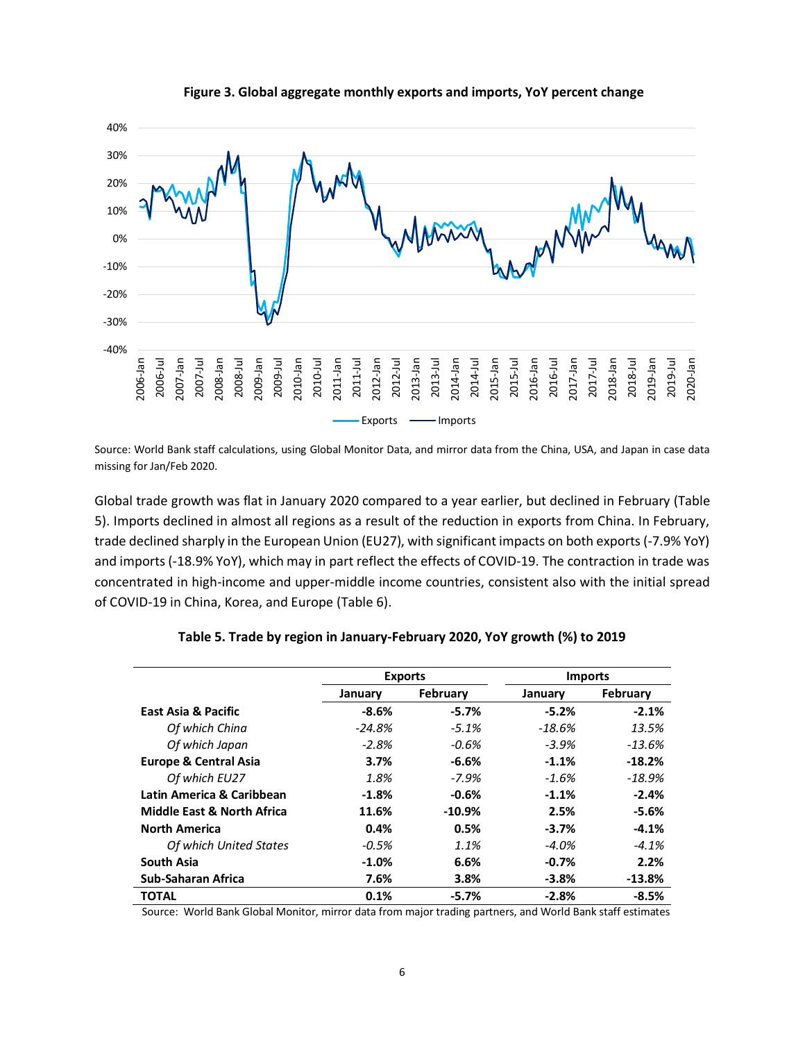**Figure 3. Global aggregate monthly exports and imports, YoY percent change**

Source: World Bank staff calculations, using Global Monitor Data, and mirror data from the China, USA, and Japan in case data missing for Jan/Feb 2020.

Global trade growth was flat in January 2020 compared to a year earlier, but declined in February (Table 5). Imports declined in almost all regions as a result of the reduction in exports from China. In February, trade declined sharply in the European Union (EU27), with significant impacts on both exports (-7.9% YoY) and imports (-18.9% YoY), which may in part reflect the effects of COVID-19. The contraction in trade was concentrated in high-income and upper-middle income countries, consistent also with the initial spread of COVID-19 in China, Korea, and Europe (Table 6).

**Table 5. Trade by region in January-February 2020, YoY growth (%) to 2019**

| | Exports | | Imports | |
|---|---|---|---|---|
| | January | February | January | February |
| **East Asia & Pacific** | **-8.6%** | **-5.7%** | **-5.2%** | **-2.1%** |
| *Of which China* | *-24.8%* | *-5.1%* | *-18.6%* | *13.5%* |
| *Of which Japan* | *-2.8%* | *-0.6%* | *-3.9%* | *-13.6%* |
| **Europe & Central Asia** | **3.7%** | **-6.6%** | **-1.1%** | **-18.2%** |
| *Of which EU27* | *1.8%* | *-7.9%* | *-1.6%* | *-18.9%* |
| **Latin America & Caribbean** | **-1.8%** | **-0.6%** | **-1.1%** | **-2.4%** |
| **Middle East & North Africa** | **11.6%** | **-10.9%** | **2.5%** | **-5.6%** |
| **North America** | **0.4%** | **0.5%** | **-3.7%** | **-4.1%** |
| *Of which United States* | *-0.5%* | *1.1%* | *-4.0%* | *-4.1%* |
| **South Asia** | **-1.0%** | **6.6%** | **-0.7%** | **2.2%** |
| **Sub-Saharan Africa** | **7.6%** | **3.8%** | **-3.8%** | **-13.8%** |
| **TOTAL** | **0.1%** | **-5.7%** | **-2.8%** | **-8.5%** |

Source: World Bank Global Monitor, mirror data from major trading partners, and World Bank staff estimates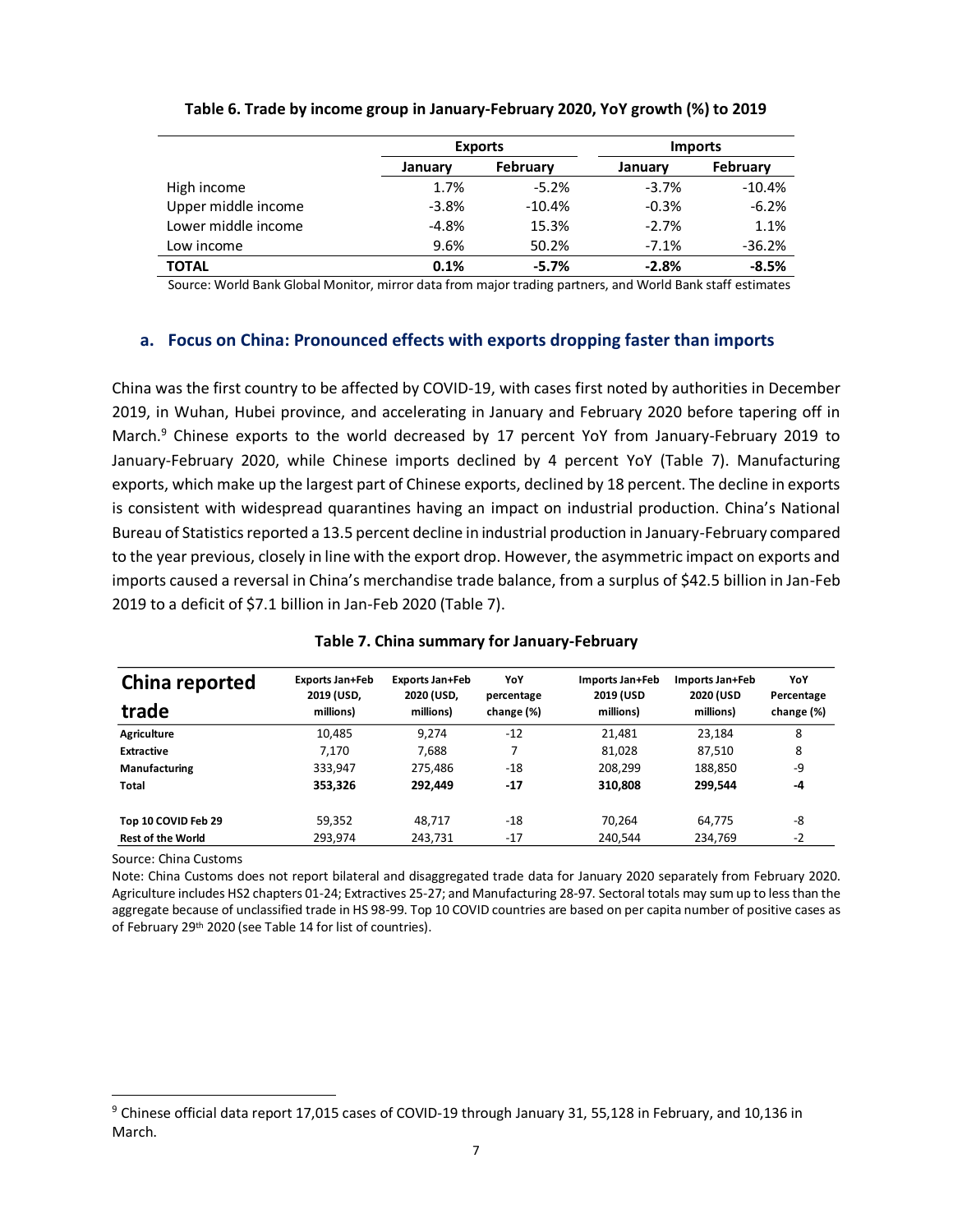**Table 6. Trade by income group in January-February 2020, YoY growth (%) to 2019**

| | Exports | | Imports | |
|---|---|---|---|---|
| | January | February | January | February |
| High income | 1.7% | -5.2% | -3.7% | -10.4% |
| Upper middle income | -3.8% | -10.4% | -0.3% | -6.2% |
| Lower middle income | -4.8% | 15.3% | -2.7% | 1.1% |
| Low income | 9.6% | 50.2% | -7.1% | -36.2% |
| **TOTAL** | **0.1%** | **-5.7%** | **-2.8%** | **-8.5%** |

Source: World Bank Global Monitor, mirror data from major trading partners, and World Bank staff estimates

### a. Focus on China: Pronounced effects with exports dropping faster than imports

China was the first country to be affected by COVID-19, with cases first noted by authorities in December 2019, in Wuhan, Hubei province, and accelerating in January and February 2020 before tapering off in March.[9] Chinese exports to the world decreased by 17 percent YoY from January-February 2019 to January-February 2020, while Chinese imports declined by 4 percent YoY (Table 7). Manufacturing exports, which make up the largest part of Chinese exports, declined by 18 percent. The decline in exports is consistent with widespread quarantines having an impact on industrial production. China's National Bureau of Statistics reported a 13.5 percent decline in industrial production in January-February compared to the year previous, closely in line with the export drop. However, the asymmetric impact on exports and imports caused a reversal in China's merchandise trade balance, from a surplus of $42.5 billion in Jan-Feb 2019 to a deficit of $7.1 billion in Jan-Feb 2020 (Table 7).

**Table 7. China summary for January-February**

| China reported trade | Exports Jan+Feb 2019 (USD, millions) | Exports Jan+Feb 2020 (USD, millions) | YoY percentage change (%) | Imports Jan+Feb 2019 (USD millions) | Imports Jan+Feb 2020 (USD millions) | YoY Percentage change (%) |
|---|---|---|---|---|---|---|
| **Agriculture** | 10,485 | 9,274 | -12 | 21,481 | 23,184 | 8 |
| **Extractive** | 7,170 | 7,688 | 7 | 81,028 | 87,510 | 8 |
| **Manufacturing** | 333,947 | 275,486 | -18 | 208,299 | 188,850 | -9 |
| **Total** | **353,326** | **292,449** | **-17** | **310,808** | **299,544** | **-4** |
| | | | | | | |
| **Top 10 COVID Feb 29** | 59,352 | 48,717 | -18 | 70,264 | 64,775 | -8 |
| **Rest of the World** | 293,974 | 243,731 | -17 | 240,544 | 234,769 | -2 |

Source: China Customs

Note: China Customs does not report bilateral and disaggregated trade data for January 2020 separately from February 2020. Agriculture includes HS2 chapters 01-24; Extractives 25-27; and Manufacturing 28-97. Sectoral totals may sum up to less than the aggregate because of unclassified trade in HS 98-99. Top 10 COVID countries are based on per capita number of positive cases as of February 29th 2020 (see Table 14 for list of countries).

[9] Chinese official data report 17,015 cases of COVID-19 through January 31, 55,128 in February, and 10,136 in March.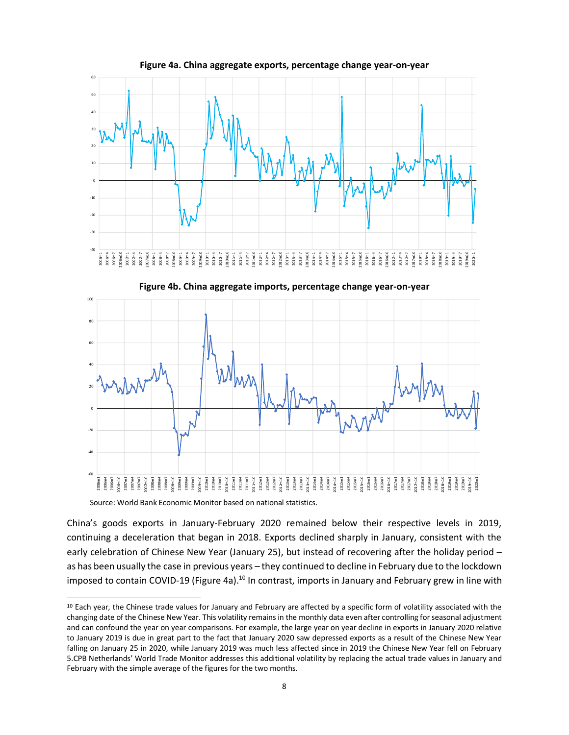**Figure 4a. China aggregate exports, percentage change year-on-year**

**Figure 4b. China aggregate imports, percentage change year-on-year**

Source: World Bank Economic Monitor based on national statistics.

China's goods exports in January-February 2020 remained below their respective levels in 2019, continuing a deceleration that began in 2018. Exports declined sharply in January, consistent with the early celebration of Chinese New Year (January 25), but instead of recovering after the holiday period – as has been usually the case in previous years – they continued to decline in February due to the lockdown imposed to contain COVID-19 (Figure 4a).[10] In contrast, imports in January and February grew in line with

[10] Each year, the Chinese trade values for January and February are affected by a specific form of volatility associated with the changing date of the Chinese New Year. This volatility remains in the monthly data even after controlling for seasonal adjustment and can confound the year on year comparisons. For example, the large year on year decline in exports in January 2020 relative to January 2019 is due in great part to the fact that January 2020 saw depressed exports as a result of the Chinese New Year falling on January 25 in 2020, while January 2019 was much less affected since in 2019 the Chinese New Year fell on February 5.CPB Netherlands' World Trade Monitor addresses this additional volatility by replacing the actual trade values in January and February with the simple average of the figures for the two months.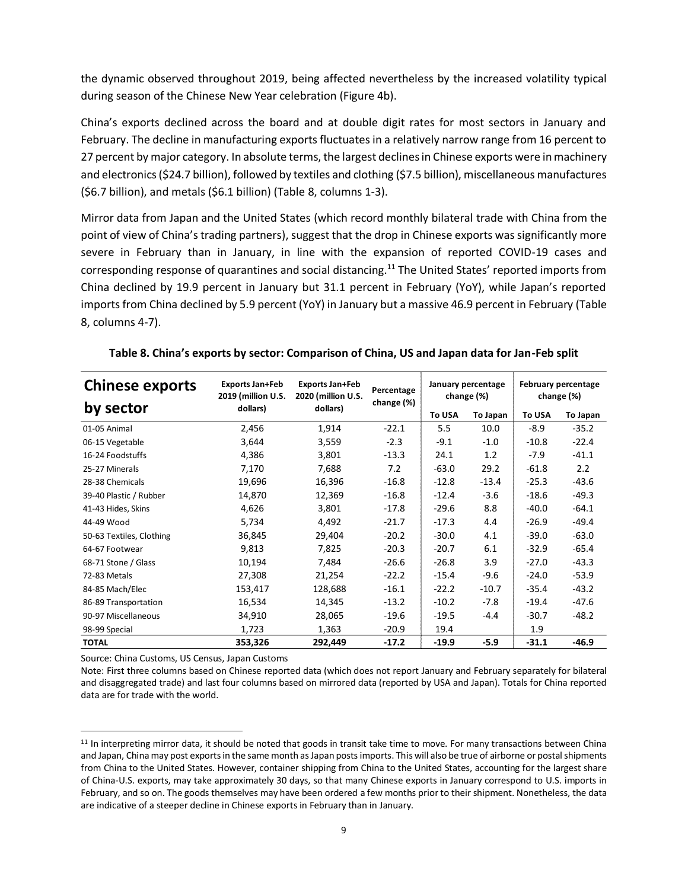the dynamic observed throughout 2019, being affected nevertheless by the increased volatility typical during season of the Chinese New Year celebration (Figure 4b).

China's exports declined across the board and at double digit rates for most sectors in January and February. The decline in manufacturing exports fluctuates in a relatively narrow range from 16 percent to 27 percent by major category. In absolute terms, the largest declines in Chinese exports were in machinery and electronics ($24.7 billion), followed by textiles and clothing ($7.5 billion), miscellaneous manufactures ($6.7 billion), and metals ($6.1 billion) (Table 8, columns 1-3).

Mirror data from Japan and the United States (which record monthly bilateral trade with China from the point of view of China's trading partners), suggest that the drop in Chinese exports was significantly more severe in February than in January, in line with the expansion of reported COVID-19 cases and corresponding response of quarantines and social distancing.[11] The United States' reported imports from China declined by 19.9 percent in January but 31.1 percent in February (YoY), while Japan's reported imports from China declined by 5.9 percent (YoY) in January but a massive 46.9 percent in February (Table 8, columns 4-7).

**Table 8. China's exports by sector: Comparison of China, US and Japan data for Jan-Feb split**

| Chinese exports by sector | Exports Jan+Feb 2019 (million U.S. dollars) | Exports Jan+Feb 2020 (million U.S. dollars) | Percentage change (%) | January percentage change (%) | | February percentage change (%) | |
|---|---|---|---|---|---|---|---|
| | | | | To USA | To Japan | To USA | To Japan |
| 01-05 Animal | 2,456 | 1,914 | -22.1 | 5.5 | 10.0 | -8.9 | -35.2 |
| 06-15 Vegetable | 3,644 | 3,559 | -2.3 | -9.1 | -1.0 | -10.8 | -22.4 |
| 16-24 Foodstuffs | 4,386 | 3,801 | -13.3 | 24.1 | 1.2 | -7.9 | -41.1 |
| 25-27 Minerals | 7,170 | 7,688 | 7.2 | -63.0 | 29.2 | -61.8 | 2.2 |
| 28-38 Chemicals | 19,696 | 16,396 | -16.8 | -12.8 | -13.4 | -25.3 | -43.6 |
| 39-40 Plastic / Rubber | 14,870 | 12,369 | -16.8 | -12.4 | -3.6 | -18.6 | -49.3 |
| 41-43 Hides, Skins | 4,626 | 3,801 | -17.8 | -29.6 | 8.8 | -40.0 | -64.1 |
| 44-49 Wood | 5,734 | 4,492 | -21.7 | -17.3 | 4.4 | -26.9 | -49.4 |
| 50-63 Textiles, Clothing | 36,845 | 29,404 | -20.2 | -30.0 | 4.1 | -39.0 | -63.0 |
| 64-67 Footwear | 9,813 | 7,825 | -20.3 | -20.7 | 6.1 | -32.9 | -65.4 |
| 68-71 Stone / Glass | 10,194 | 7,484 | -26.6 | -26.8 | 3.9 | -27.0 | -43.3 |
| 72-83 Metals | 27,308 | 21,254 | -22.2 | -15.4 | -9.6 | -24.0 | -53.9 |
| 84-85 Mach/Elec | 153,417 | 128,688 | -16.1 | -22.2 | -10.7 | -35.4 | -43.2 |
| 86-89 Transportation | 16,534 | 14,345 | -13.2 | -10.2 | -7.8 | -19.4 | -47.6 |
| 90-97 Miscellaneous | 34,910 | 28,065 | -19.6 | -19.5 | -4.4 | -30.7 | -48.2 |
| 98-99 Special | 1,723 | 1,363 | -20.9 | 19.4 | | 1.9 | |
| **TOTAL** | **353,326** | **292,449** | **-17.2** | **-19.9** | **-5.9** | **-31.1** | **-46.9** |

Source: China Customs, US Census, Japan Customs

Note: First three columns based on Chinese reported data (which does not report January and February separately for bilateral and disaggregated trade) and last four columns based on mirrored data (reported by USA and Japan). Totals for China reported data are for trade with the world.

[11] In interpreting mirror data, it should be noted that goods in transit take time to move. For many transactions between China and Japan, China may post exports in the same month as Japan posts imports. This will also be true of airborne or postal shipments from China to the United States. However, container shipping from China to the United States, accounting for the largest share of China-U.S. exports, may take approximately 30 days, so that many Chinese exports in January correspond to U.S. imports in February, and so on. The goods themselves may have been ordered a few months prior to their shipment. Nonetheless, the data are indicative of a steeper decline in Chinese exports in February than in January.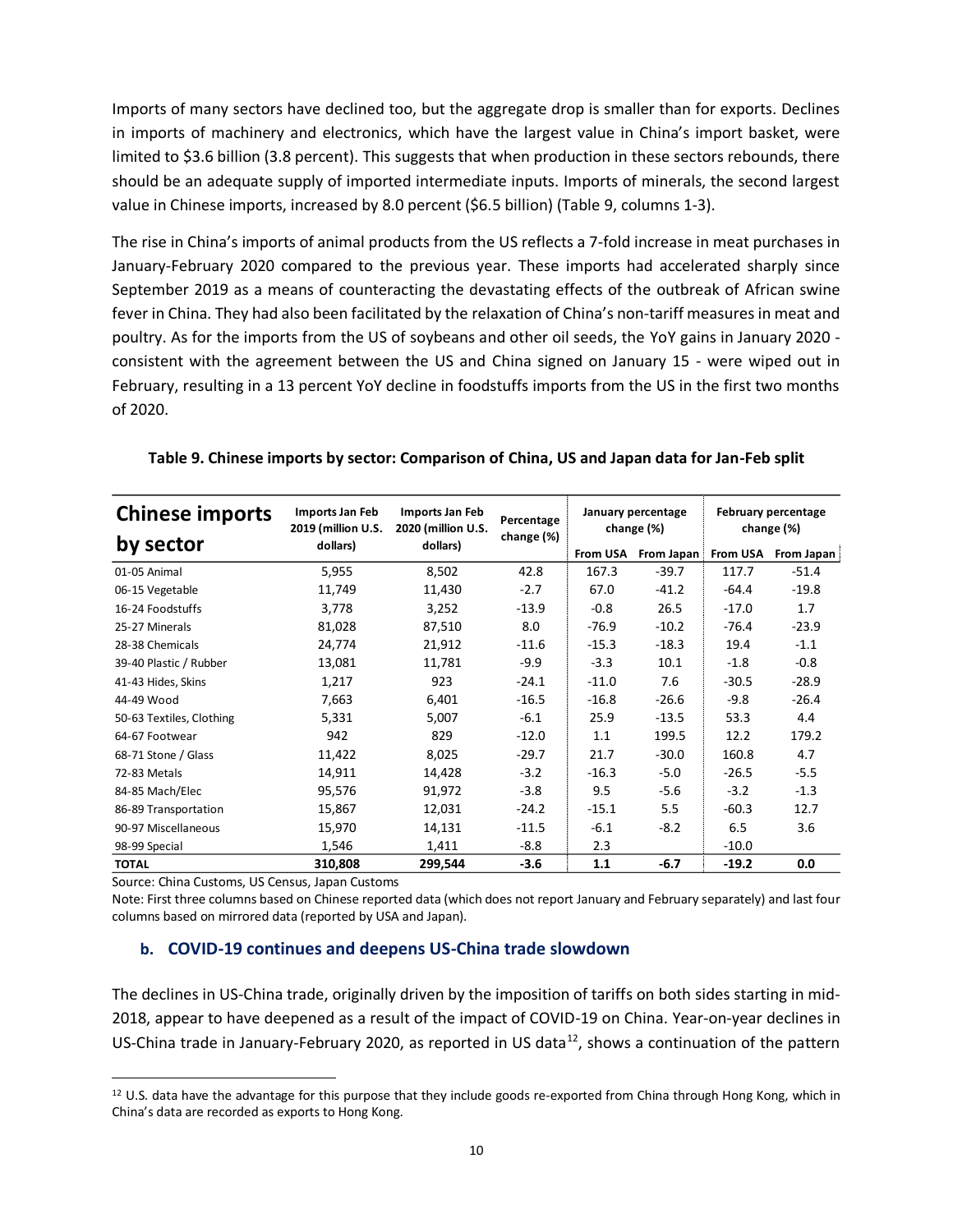Imports of many sectors have declined too, but the aggregate drop is smaller than for exports. Declines in imports of machinery and electronics, which have the largest value in China's import basket, were limited to $3.6 billion (3.8 percent). This suggests that when production in these sectors rebounds, there should be an adequate supply of imported intermediate inputs. Imports of minerals, the second largest value in Chinese imports, increased by 8.0 percent ($6.5 billion) (Table 9, columns 1-3).

The rise in China's imports of animal products from the US reflects a 7-fold increase in meat purchases in January-February 2020 compared to the previous year. These imports had accelerated sharply since September 2019 as a means of counteracting the devastating effects of the outbreak of African swine fever in China. They had also been facilitated by the relaxation of China's non-tariff measures in meat and poultry. As for the imports from the US of soybeans and other oil seeds, the YoY gains in January 2020 - consistent with the agreement between the US and China signed on January 15 - were wiped out in February, resulting in a 13 percent YoY decline in foodstuffs imports from the US in the first two months of 2020.

**Table 9. Chinese imports by sector: Comparison of China, US and Japan data for Jan-Feb split**

| Chinese imports by sector | Imports Jan Feb 2019 (million U.S. dollars) | Imports Jan Feb 2020 (million U.S. dollars) | Percentage change (%) | January percentage change (%) | | February percentage change (%) | |
|---|---|---|---|---|---|---|---|
| | | | | From USA | From Japan | From USA | From Japan |
| 01-05 Animal | 5,955 | 8,502 | 42.8 | 167.3 | -39.7 | 117.7 | -51.4 |
| 06-15 Vegetable | 11,749 | 11,430 | -2.7 | 67.0 | -41.2 | -64.4 | -19.8 |
| 16-24 Foodstuffs | 3,778 | 3,252 | -13.9 | -0.8 | 26.5 | -17.0 | 1.7 |
| 25-27 Minerals | 81,028 | 87,510 | 8.0 | -76.9 | -10.2 | -76.4 | -23.9 |
| 28-38 Chemicals | 24,774 | 21,912 | -11.6 | -15.3 | -18.3 | 19.4 | -1.1 |
| 39-40 Plastic / Rubber | 13,081 | 11,781 | -9.9 | -3.3 | 10.1 | -1.8 | -0.8 |
| 41-43 Hides, Skins | 1,217 | 923 | -24.1 | -11.0 | 7.6 | -30.5 | -28.9 |
| 44-49 Wood | 7,663 | 6,401 | -16.5 | -16.8 | -26.6 | -9.8 | -26.4 |
| 50-63 Textiles, Clothing | 5,331 | 5,007 | -6.1 | 25.9 | -13.5 | 53.3 | 4.4 |
| 64-67 Footwear | 942 | 829 | -12.0 | 1.1 | 199.5 | 12.2 | 179.2 |
| 68-71 Stone / Glass | 11,422 | 8,025 | -29.7 | 21.7 | -30.0 | 160.8 | 4.7 |
| 72-83 Metals | 14,911 | 14,428 | -3.2 | -16.3 | -5.0 | -26.5 | -5.5 |
| 84-85 Mach/Elec | 95,576 | 91,972 | -3.8 | 9.5 | -5.6 | -3.2 | -1.3 |
| 86-89 Transportation | 15,867 | 12,031 | -24.2 | -15.1 | 5.5 | -60.3 | 12.7 |
| 90-97 Miscellaneous | 15,970 | 14,131 | -11.5 | -6.1 | -8.2 | 6.5 | 3.6 |
| 98-99 Special | 1,546 | 1,411 | -8.8 | 2.3 | | -10.0 | |
| **TOTAL** | **310,808** | **299,544** | **-3.6** | **1.1** | **-6.7** | **-19.2** | **0.0** |

Source: China Customs, US Census, Japan Customs

Note: First three columns based on Chinese reported data (which does not report January and February separately) and last four columns based on mirrored data (reported by USA and Japan).

### b. COVID-19 continues and deepens US-China trade slowdown

The declines in US-China trade, originally driven by the imposition of tariffs on both sides starting in mid-2018, appear to have deepened as a result of the impact of COVID-19 on China. Year-on-year declines in US-China trade in January-February 2020, as reported in US data[12], shows a continuation of the pattern

[12] U.S. data have the advantage for this purpose that they include goods re-exported from China through Hong Kong, which in China's data are recorded as exports to Hong Kong.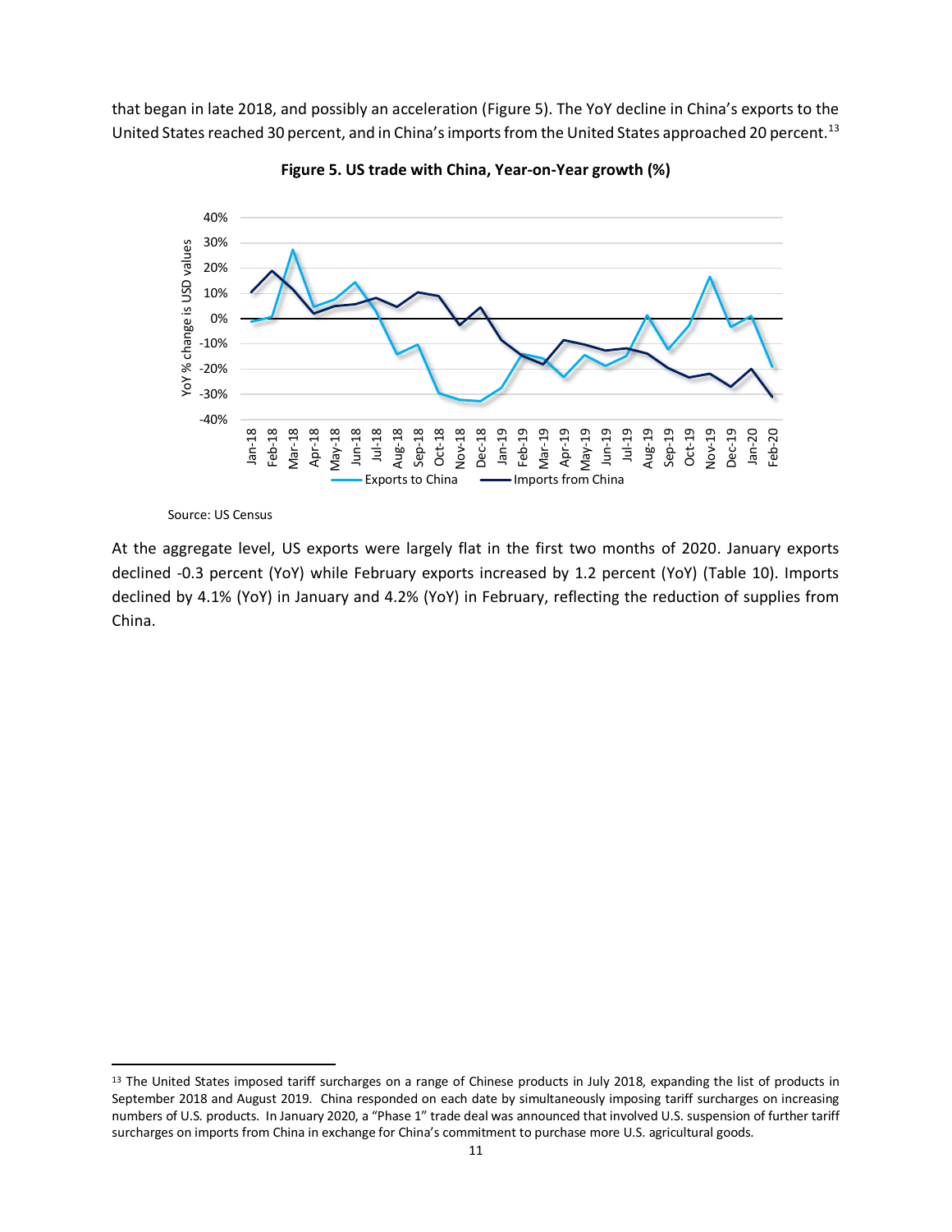that began in late 2018, and possibly an acceleration (Figure 5). The YoY decline in China's exports to the United States reached 30 percent, and in China's imports from the United States approached 20 percent.[13]

**Figure 5. US trade with China, Year-on-Year growth (%)**

Source: US Census

At the aggregate level, US exports were largely flat in the first two months of 2020. January exports declined -0.3 percent (YoY) while February exports increased by 1.2 percent (YoY) (Table 10). Imports declined by 4.1% (YoY) in January and 4.2% (YoY) in February, reflecting the reduction of supplies from China.

[13] The United States imposed tariff surcharges on a range of Chinese products in July 2018, expanding the list of products in September 2018 and August 2019. China responded on each date by simultaneously imposing tariff surcharges on increasing numbers of U.S. products. In January 2020, a "Phase 1" trade deal was announced that involved U.S. suspension of further tariff surcharges on imports from China in exchange for China's commitment to purchase more U.S. agricultural goods.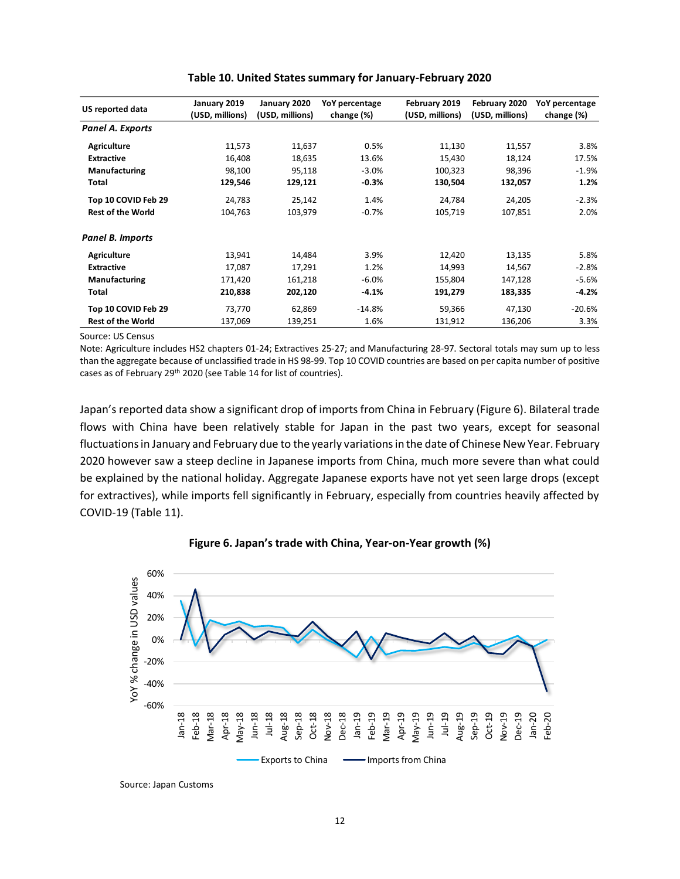**Table 10. United States summary for January-February 2020**

| US reported data | January 2019 (USD, millions) | January 2020 (USD, millions) | YoY percentage change (%) | February 2019 (USD, millions) | February 2020 (USD, millions) | YoY percentage change (%) |
|---|---|---|---|---|---|---|
| ***Panel A. Exports*** | | | | | | |
| **Agriculture** | 11,573 | 11,637 | 0.5% | 11,130 | 11,557 | 3.8% |
| **Extractive** | 16,408 | 18,635 | 13.6% | 15,430 | 18,124 | 17.5% |
| **Manufacturing** | 98,100 | 95,118 | -3.0% | 100,323 | 98,396 | -1.9% |
| **Total** | **129,546** | **129,121** | **-0.3%** | **130,504** | **132,057** | **1.2%** |
| **Top 10 COVID Feb 29** | 24,783 | 25,142 | 1.4% | 24,784 | 24,205 | -2.3% |
| **Rest of the World** | 104,763 | 103,979 | -0.7% | 105,719 | 107,851 | 2.0% |
| ***Panel B. Imports*** | | | | | | |
| **Agriculture** | 13,941 | 14,484 | 3.9% | 12,420 | 13,135 | 5.8% |
| **Extractive** | 17,087 | 17,291 | 1.2% | 14,993 | 14,567 | -2.8% |
| **Manufacturing** | 171,420 | 161,218 | -6.0% | 155,804 | 147,128 | -5.6% |
| **Total** | **210,838** | **202,120** | **-4.1%** | **191,279** | **183,335** | **-4.2%** |
| **Top 10 COVID Feb 29** | 73,770 | 62,869 | -14.8% | 59,366 | 47,130 | -20.6% |
| **Rest of the World** | 137,069 | 139,251 | 1.6% | 131,912 | 136,206 | 3.3% |

Source: US Census

Note: Agriculture includes HS2 chapters 01-24; Extractives 25-27; and Manufacturing 28-97. Sectoral totals may sum up to less than the aggregate because of unclassified trade in HS 98-99. Top 10 COVID countries are based on per capita number of positive cases as of February 29th 2020 (see Table 14 for list of countries).

Japan's reported data show a significant drop of imports from China in February (Figure 6). Bilateral trade flows with China have been relatively stable for Japan in the past two years, except for seasonal fluctuations in January and February due to the yearly variations in the date of Chinese New Year. February 2020 however saw a steep decline in Japanese imports from China, much more severe than what could be explained by the national holiday. Aggregate Japanese exports have not yet seen large drops (except for extractives), while imports fell significantly in February, especially from countries heavily affected by COVID-19 (Table 11).

**Figure 6. Japan's trade with China, Year-on-Year growth (%)**

Source: Japan Customs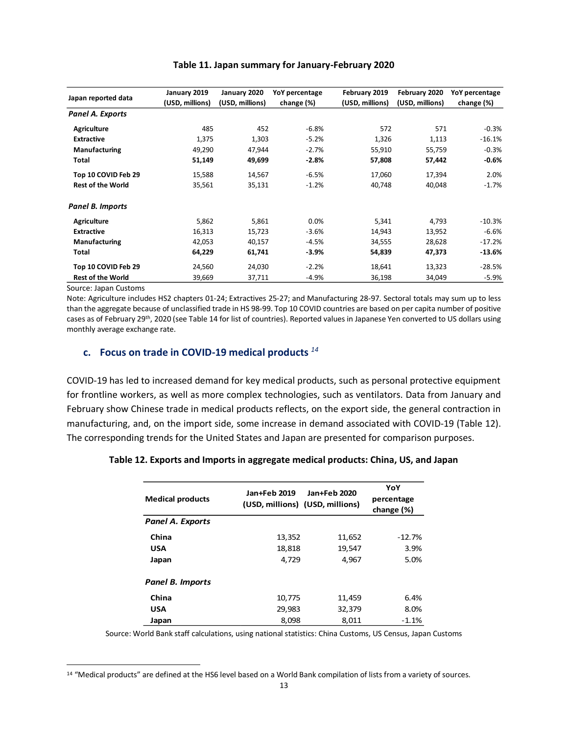**Table 11. Japan summary for January-February 2020**

| Japan reported data | January 2019 (USD, millions) | January 2020 (USD, millions) | YoY percentage change (%) | February 2019 (USD, millions) | February 2020 (USD, millions) | YoY percentage change (%) |
|---|---|---|---|---|---|---|
| ***Panel A. Exports*** | | | | | | |
| **Agriculture** | 485 | 452 | -6.8% | 572 | 571 | -0.3% |
| **Extractive** | 1,375 | 1,303 | -5.2% | 1,326 | 1,113 | -16.1% |
| **Manufacturing** | 49,290 | 47,944 | -2.7% | 55,910 | 55,759 | -0.3% |
| **Total** | **51,149** | **49,699** | **-2.8%** | **57,808** | **57,442** | **-0.6%** |
| **Top 10 COVID Feb 29** | 15,588 | 14,567 | -6.5% | 17,060 | 17,394 | 2.0% |
| **Rest of the World** | 35,561 | 35,131 | -1.2% | 40,748 | 40,048 | -1.7% |
| ***Panel B. Imports*** | | | | | | |
| **Agriculture** | 5,862 | 5,861 | 0.0% | 5,341 | 4,793 | -10.3% |
| **Extractive** | 16,313 | 15,723 | -3.6% | 14,943 | 13,952 | -6.6% |
| **Manufacturing** | 42,053 | 40,157 | -4.5% | 34,555 | 28,628 | -17.2% |
| **Total** | **64,229** | **61,741** | **-3.9%** | **54,839** | **47,373** | **-13.6%** |
| **Top 10 COVID Feb 29** | 24,560 | 24,030 | -2.2% | 18,641 | 13,323 | -28.5% |
| **Rest of the World** | 39,669 | 37,711 | -4.9% | 36,198 | 34,049 | -5.9% |

Source: Japan Customs

Note: Agriculture includes HS2 chapters 01-24; Extractives 25-27; and Manufacturing 28-97. Sectoral totals may sum up to less than the aggregate because of unclassified trade in HS 98-99. Top 10 COVID countries are based on per capita number of positive cases as of February 29th, 2020 (see Table 14 for list of countries). Reported values in Japanese Yen converted to US dollars using monthly average exchange rate.

### c. Focus on trade in COVID-19 medical products [14]

COVID-19 has led to increased demand for key medical products, such as personal protective equipment for frontline workers, as well as more complex technologies, such as ventilators. Data from January and February show Chinese trade in medical products reflects, on the export side, the general contraction in manufacturing, and, on the import side, some increase in demand associated with COVID-19 (Table 12). The corresponding trends for the United States and Japan are presented for comparison purposes.

**Table 12. Exports and Imports in aggregate medical products: China, US, and Japan**

| Medical products | Jan+Feb 2019 (USD, millions) | Jan+Feb 2020 (USD, millions) | YoY percentage change (%) |
|---|---|---|---|
| ***Panel A. Exports*** | | | |
| **China** | 13,352 | 11,652 | -12.7% |
| **USA** | 18,818 | 19,547 | 3.9% |
| **Japan** | 4,729 | 4,967 | 5.0% |
| ***Panel B. Imports*** | | | |
| **China** | 10,775 | 11,459 | 6.4% |
| **USA** | 29,983 | 32,379 | 8.0% |
| **Japan** | 8,098 | 8,011 | -1.1% |

Source: World Bank staff calculations, using national statistics: China Customs, US Census, Japan Customs

[14] "Medical products" are defined at the HS6 level based on a World Bank compilation of lists from a variety of sources.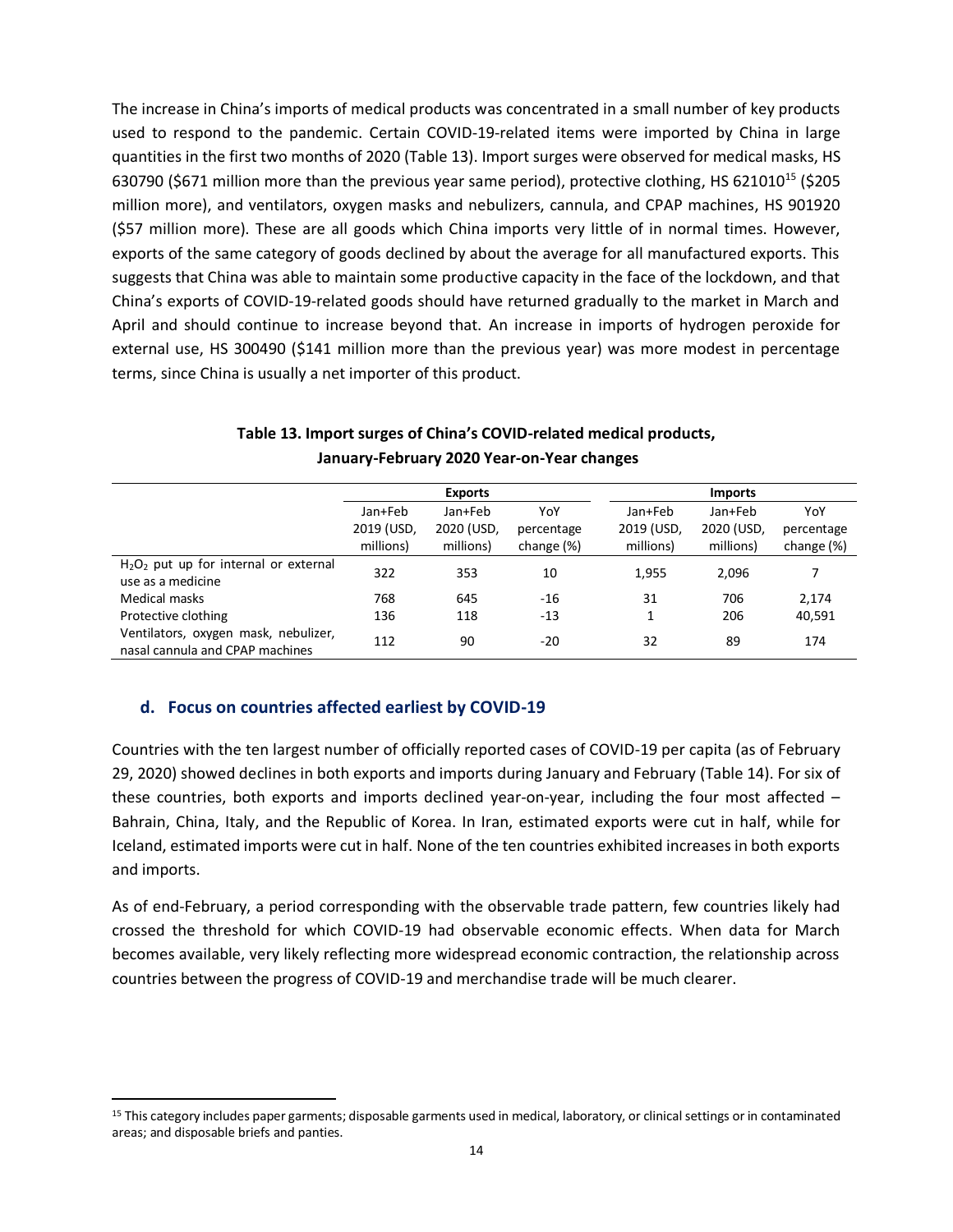The increase in China's imports of medical products was concentrated in a small number of key products used to respond to the pandemic. Certain COVID-19-related items were imported by China in large quantities in the first two months of 2020 (Table 13). Import surges were observed for medical masks, HS 630790 ($671 million more than the previous year same period), protective clothing, HS 621010[15] ($205 million more), and ventilators, oxygen masks and nebulizers, cannula, and CPAP machines, HS 901920 ($57 million more). These are all goods which China imports very little of in normal times. However, exports of the same category of goods declined by about the average for all manufactured exports. This suggests that China was able to maintain some productive capacity in the face of the lockdown, and that China's exports of COVID-19-related goods should have returned gradually to the market in March and April and should continue to increase beyond that. An increase in imports of hydrogen peroxide for external use, HS 300490 ($141 million more than the previous year) was more modest in percentage terms, since China is usually a net importer of this product.

**Table 13. Import surges of China's COVID-related medical products, January-February 2020 Year-on-Year changes**

| | Exports | | | Imports | | |
|---|---|---|---|---|---|---|
| | Jan+Feb 2019 (USD, millions) | Jan+Feb 2020 (USD, millions) | YoY percentage change (%) | Jan+Feb 2019 (USD, millions) | Jan+Feb 2020 (USD, millions) | YoY percentage change (%) |
| $H_2O_2$ put up for internal or external use as a medicine | 322 | 353 | 10 | 1,955 | 2,096 | 7 |
| Medical masks | 768 | 645 | -16 | 31 | 706 | 2,174 |
| Protective clothing | 136 | 118 | -13 | 1 | 206 | 40,591 |
| Ventilators, oxygen mask, nebulizer, nasal cannula and CPAP machines | 112 | 90 | -20 | 32 | 89 | 174 |

### d. Focus on countries affected earliest by COVID-19

Countries with the ten largest number of officially reported cases of COVID-19 per capita (as of February 29, 2020) showed declines in both exports and imports during January and February (Table 14). For six of these countries, both exports and imports declined year-on-year, including the four most affected – Bahrain, China, Italy, and the Republic of Korea. In Iran, estimated exports were cut in half, while for Iceland, estimated imports were cut in half. None of the ten countries exhibited increases in both exports and imports.

As of end-February, a period corresponding with the observable trade pattern, few countries likely had crossed the threshold for which COVID-19 had observable economic effects. When data for March becomes available, very likely reflecting more widespread economic contraction, the relationship across countries between the progress of COVID-19 and merchandise trade will be much clearer.

[15] This category includes paper garments; disposable garments used in medical, laboratory, or clinical settings or in contaminated areas; and disposable briefs and panties.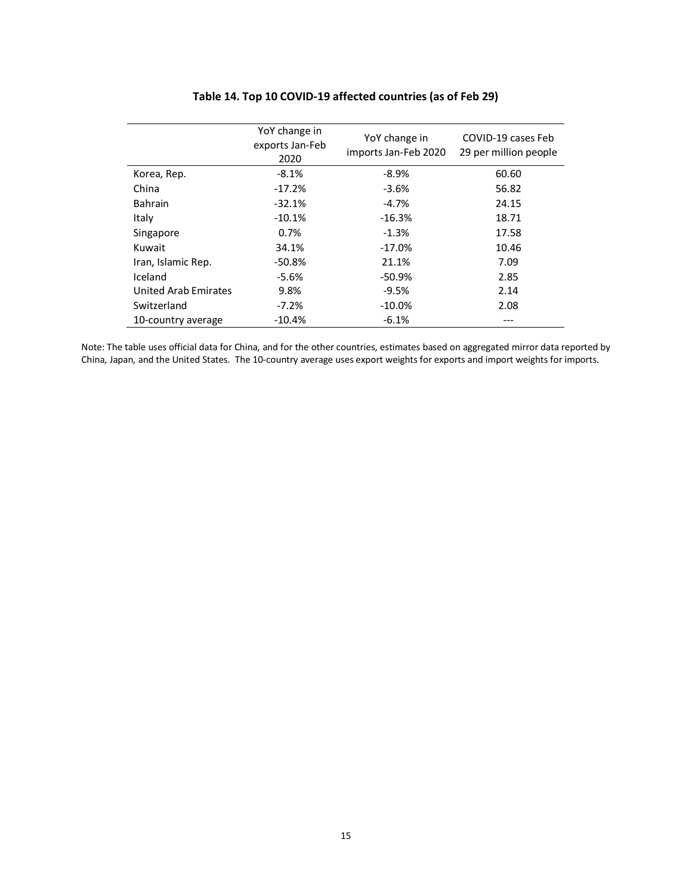**Table 14. Top 10 COVID-19 affected countries (as of Feb 29)**

| | YoY change in exports Jan-Feb 2020 | YoY change in imports Jan-Feb 2020 | COVID-19 cases Feb 29 per million people |
|---|---|---|---|
| Korea, Rep. | -8.1% | -8.9% | 60.60 |
| China | -17.2% | -3.6% | 56.82 |
| Bahrain | -32.1% | -4.7% | 24.15 |
| Italy | -10.1% | -16.3% | 18.71 |
| Singapore | 0.7% | -1.3% | 17.58 |
| Kuwait | 34.1% | -17.0% | 10.46 |
| Iran, Islamic Rep. | -50.8% | 21.1% | 7.09 |
| Iceland | -5.6% | -50.9% | 2.85 |
| United Arab Emirates | 9.8% | -9.5% | 2.14 |
| Switzerland | -7.2% | -10.0% | 2.08 |
| 10-country average | -10.4% | -6.1% | --- |

Note: The table uses official data for China, and for the other countries, estimates based on aggregated mirror data reported by China, Japan, and the United States. The 10-country average uses export weights for exports and import weights for imports.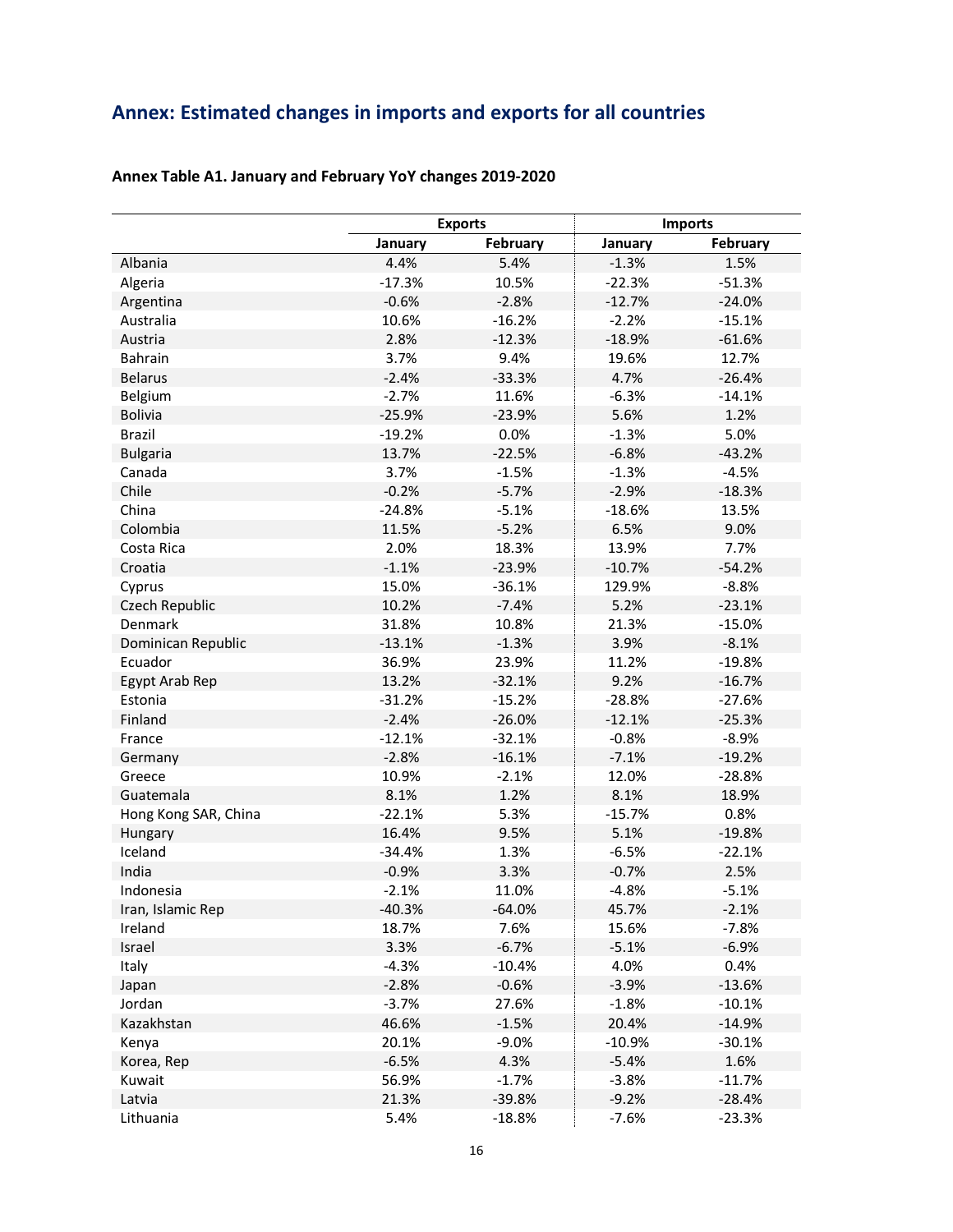## Annex: Estimated changes in imports and exports for all countries

**Annex Table A1. January and February YoY changes 2019-2020**

| | Exports | | Imports | |
|---|---|---|---|---|
| | January | February | January | February |
| Albania | 4.4% | 5.4% | -1.3% | 1.5% |
| Algeria | -17.3% | 10.5% | -22.3% | -51.3% |
| Argentina | -0.6% | -2.8% | -12.7% | -24.0% |
| Australia | 10.6% | -16.2% | -2.2% | -15.1% |
| Austria | 2.8% | -12.3% | -18.9% | -61.6% |
| Bahrain | 3.7% | 9.4% | 19.6% | 12.7% |
| Belarus | -2.4% | -33.3% | 4.7% | -26.4% |
| Belgium | -2.7% | 11.6% | -6.3% | -14.1% |
| Bolivia | -25.9% | -23.9% | 5.6% | 1.2% |
| Brazil | -19.2% | 0.0% | -1.3% | 5.0% |
| Bulgaria | 13.7% | -22.5% | -6.8% | -43.2% |
| Canada | 3.7% | -1.5% | -1.3% | -4.5% |
| Chile | -0.2% | -5.7% | -2.9% | -18.3% |
| China | -24.8% | -5.1% | -18.6% | 13.5% |
| Colombia | 11.5% | -5.2% | 6.5% | 9.0% |
| Costa Rica | 2.0% | 18.3% | 13.9% | 7.7% |
| Croatia | -1.1% | -23.9% | -10.7% | -54.2% |
| Cyprus | 15.0% | -36.1% | 129.9% | -8.8% |
| Czech Republic | 10.2% | -7.4% | 5.2% | -23.1% |
| Denmark | 31.8% | 10.8% | 21.3% | -15.0% |
| Dominican Republic | -13.1% | -1.3% | 3.9% | -8.1% |
| Ecuador | 36.9% | 23.9% | 11.2% | -19.8% |
| Egypt Arab Rep | 13.2% | -32.1% | 9.2% | -16.7% |
| Estonia | -31.2% | -15.2% | -28.8% | -27.6% |
| Finland | -2.4% | -26.0% | -12.1% | -25.3% |
| France | -12.1% | -32.1% | -0.8% | -8.9% |
| Germany | -2.8% | -16.1% | -7.1% | -19.2% |
| Greece | 10.9% | -2.1% | 12.0% | -28.8% |
| Guatemala | 8.1% | 1.2% | 8.1% | 18.9% |
| Hong Kong SAR, China | -22.1% | 5.3% | -15.7% | 0.8% |
| Hungary | 16.4% | 9.5% | 5.1% | -19.8% |
| Iceland | -34.4% | 1.3% | -6.5% | -22.1% |
| India | -0.9% | 3.3% | -0.7% | 2.5% |
| Indonesia | -2.1% | 11.0% | -4.8% | -5.1% |
| Iran, Islamic Rep | -40.3% | -64.0% | 45.7% | -2.1% |
| Ireland | 18.7% | 7.6% | 15.6% | -7.8% |
| Israel | 3.3% | -6.7% | -5.1% | -6.9% |
| Italy | -4.3% | -10.4% | 4.0% | 0.4% |
| Japan | -2.8% | -0.6% | -3.9% | -13.6% |
| Jordan | -3.7% | 27.6% | -1.8% | -10.1% |
| Kazakhstan | 46.6% | -1.5% | 20.4% | -14.9% |
| Kenya | 20.1% | -9.0% | -10.9% | -30.1% |
| Korea, Rep | -6.5% | 4.3% | -5.4% | 1.6% |
| Kuwait | 56.9% | -1.7% | -3.8% | -11.7% |
| Latvia | 21.3% | -39.8% | -9.2% | -28.4% |
| Lithuania | 5.4% | -18.8% | -7.6% | -23.3% |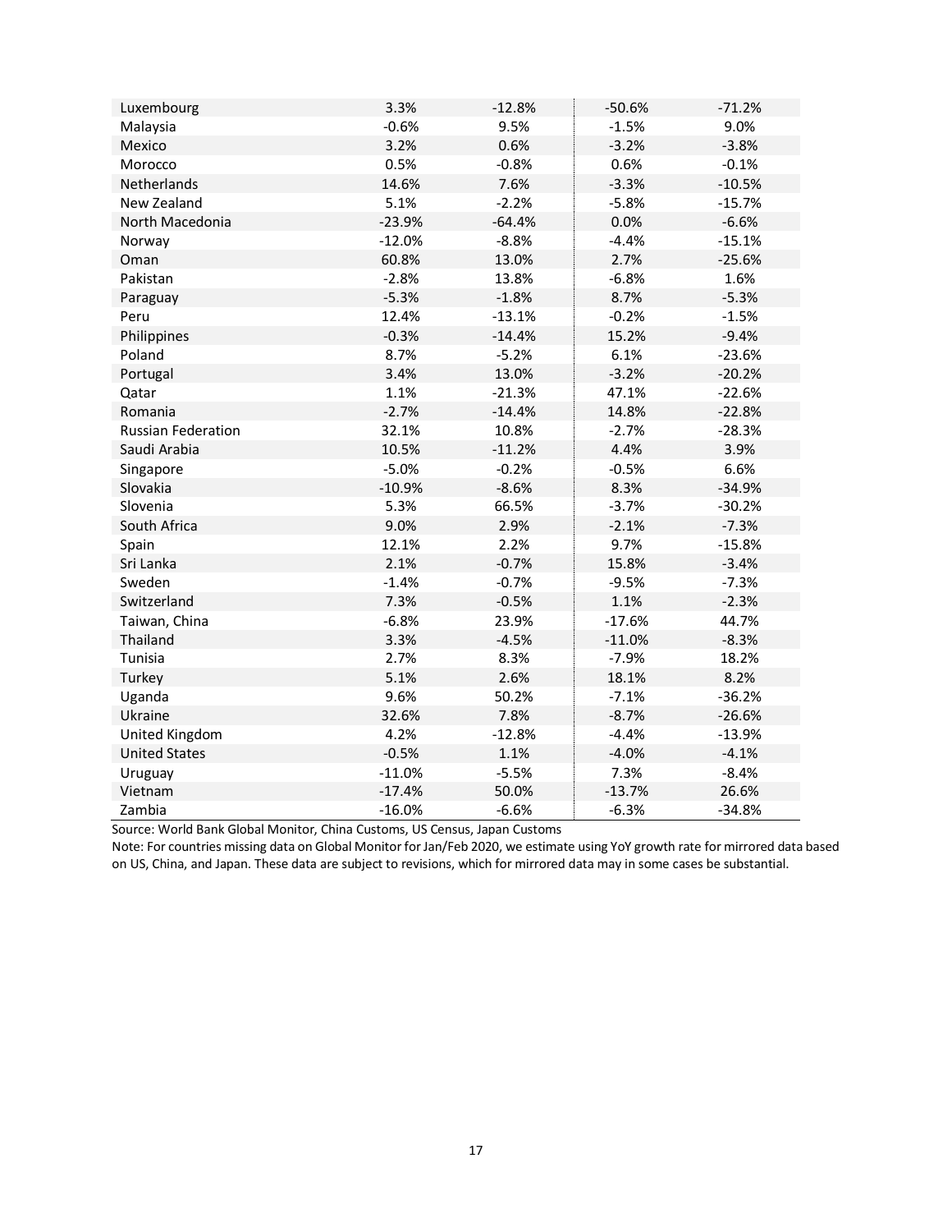| | | | | |
|---|---|---|---|---|
| Luxembourg | 3.3% | -12.8% | -50.6% | -71.2% |
| Malaysia | -0.6% | 9.5% | -1.5% | 9.0% |
| Mexico | 3.2% | 0.6% | -3.2% | -3.8% |
| Morocco | 0.5% | -0.8% | 0.6% | -0.1% |
| Netherlands | 14.6% | 7.6% | -3.3% | -10.5% |
| New Zealand | 5.1% | -2.2% | -5.8% | -15.7% |
| North Macedonia | -23.9% | -64.4% | 0.0% | -6.6% |
| Norway | -12.0% | -8.8% | -4.4% | -15.1% |
| Oman | 60.8% | 13.0% | 2.7% | -25.6% |
| Pakistan | -2.8% | 13.8% | -6.8% | 1.6% |
| Paraguay | -5.3% | -1.8% | 8.7% | -5.3% |
| Peru | 12.4% | -13.1% | -0.2% | -1.5% |
| Philippines | -0.3% | -14.4% | 15.2% | -9.4% |
| Poland | 8.7% | -5.2% | 6.1% | -23.6% |
| Portugal | 3.4% | 13.0% | -3.2% | -20.2% |
| Qatar | 1.1% | -21.3% | 47.1% | -22.6% |
| Romania | -2.7% | -14.4% | 14.8% | -22.8% |
| Russian Federation | 32.1% | 10.8% | -2.7% | -28.3% |
| Saudi Arabia | 10.5% | -11.2% | 4.4% | 3.9% |
| Singapore | -5.0% | -0.2% | -0.5% | 6.6% |
| Slovakia | -10.9% | -8.6% | 8.3% | -34.9% |
| Slovenia | 5.3% | 66.5% | -3.7% | -30.2% |
| South Africa | 9.0% | 2.9% | -2.1% | -7.3% |
| Spain | 12.1% | 2.2% | 9.7% | -15.8% |
| Sri Lanka | 2.1% | -0.7% | 15.8% | -3.4% |
| Sweden | -1.4% | -0.7% | -9.5% | -7.3% |
| Switzerland | 7.3% | -0.5% | 1.1% | -2.3% |
| Taiwan, China | -6.8% | 23.9% | -17.6% | 44.7% |
| Thailand | 3.3% | -4.5% | -11.0% | -8.3% |
| Tunisia | 2.7% | 8.3% | -7.9% | 18.2% |
| Turkey | 5.1% | 2.6% | 18.1% | 8.2% |
| Uganda | 9.6% | 50.2% | -7.1% | -36.2% |
| Ukraine | 32.6% | 7.8% | -8.7% | -26.6% |
| United Kingdom | 4.2% | -12.8% | -4.4% | -13.9% |
| United States | -0.5% | 1.1% | -4.0% | -4.1% |
| Uruguay | -11.0% | -5.5% | 7.3% | -8.4% |
| Vietnam | -17.4% | 50.0% | -13.7% | 26.6% |
| Zambia | -16.0% | -6.6% | -6.3% | -34.8% |

Source: World Bank Global Monitor, China Customs, US Census, Japan Customs

Note: For countries missing data on Global Monitor for Jan/Feb 2020, we estimate using YoY growth rate for mirrored data based on US, China, and Japan. These data are subject to revisions, which for mirrored data may in some cases be substantial.